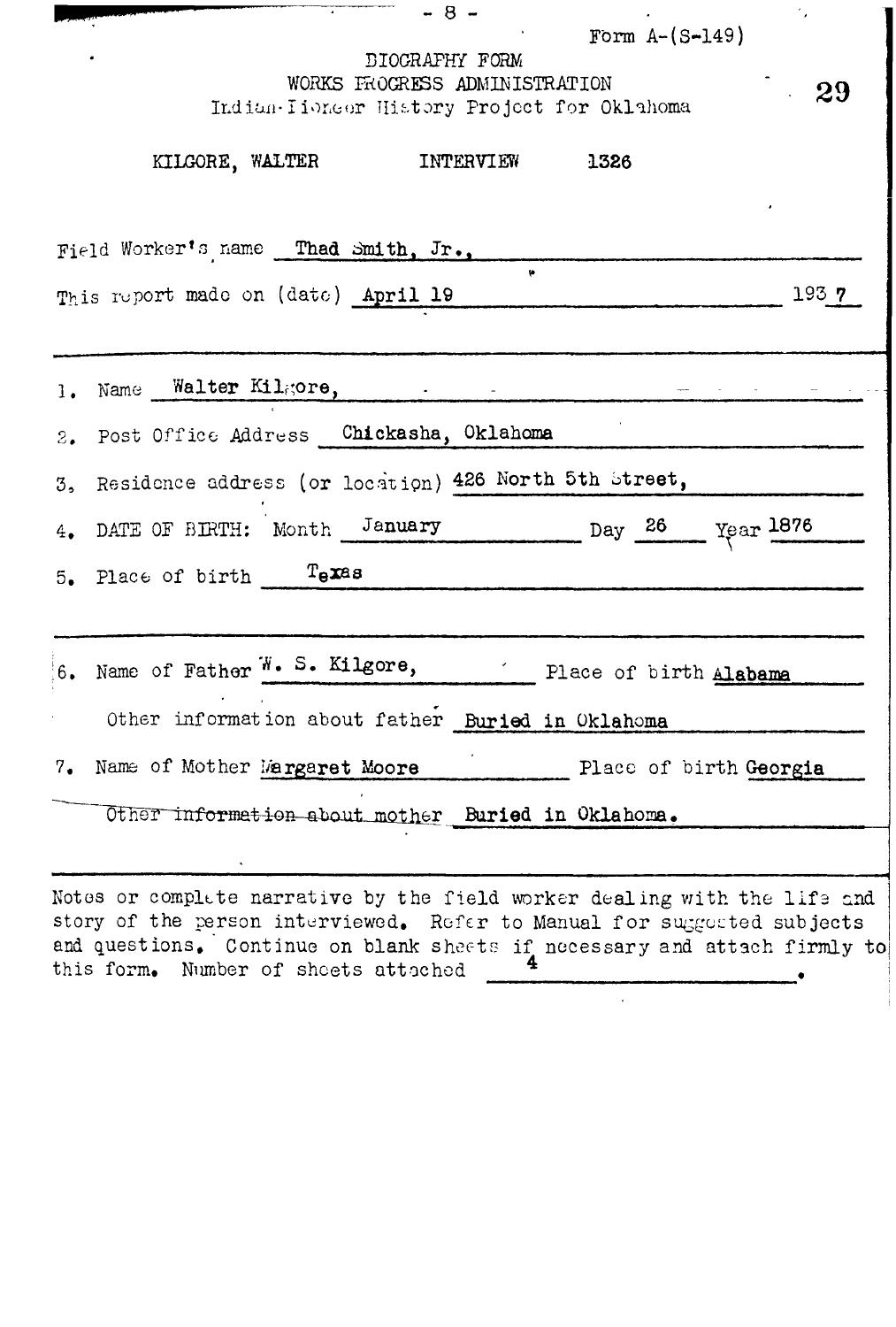Form A-(S-149)

BIOGRAPHY FORM
WORKS PROGRESS ADMINISTRATION
Indian-Pioneer History Project for Oklahoma

KILGORE, WALTER INTERVIEW 1326

Field Worker's name Thad Smith, Jr.,

This report made on (date) April 19 1937

1. Name Walter Kilgore,
2. Post Office Address Chickasha, Oklahoma
3. Residence address (or location) 426 North 5th Street,
4. DATE OF BIRTH: Month January Day 26 Year 1876
5. Place of birth Texas

6. Name of Father W. S. Kilgore, Place of birth Alabama

   Other information about father Buried in Oklahoma

7. Name of Mother Margaret Moore Place of birth Georgia

   Other information about mother Buried in Oklahoma.

Notes or complete narrative by the field worker dealing with the life and story of the person interviewed. Refer to Manual for suggested subjects and questions. Continue on blank sheets if necessary and attach firmly to this form. Number of sheets attached 4.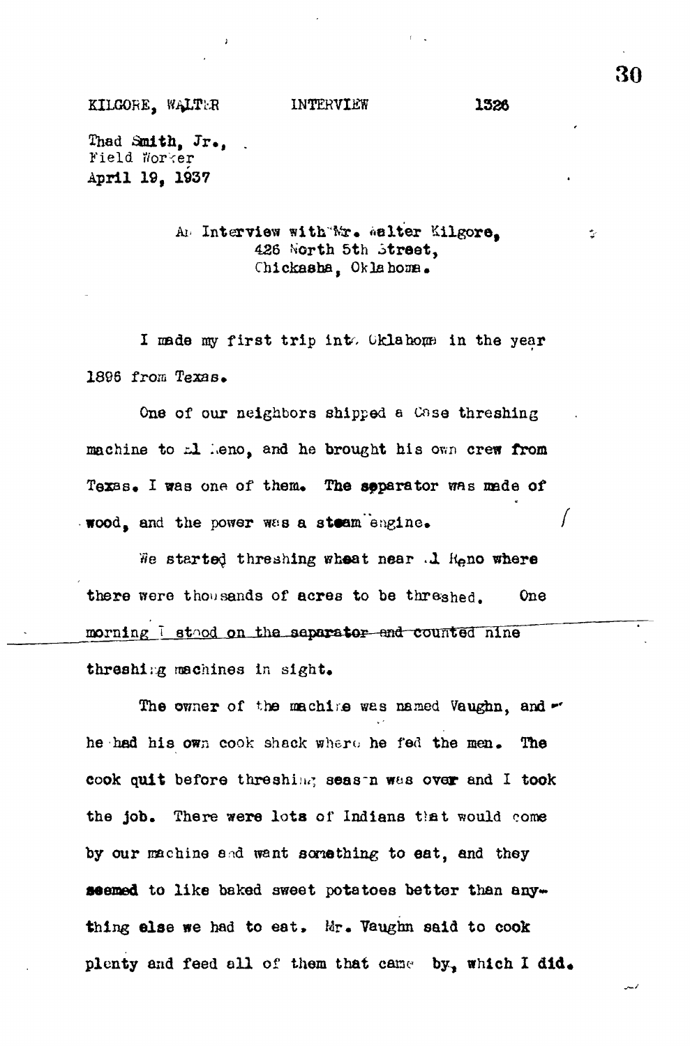KILGORE, WALTER INTERVIEW 1326

Thad Smith, Jr.,
Field Worker
April 19, 1937

An Interview with Mr. Walter Kilgore,
426 North 5th Street,
Chickasha, Oklahoma.

I made my first trip into Oklahoma in the year 1896 from Texas.

One of our neighbors shipped a Case threshing machine to El Reno, and he brought his own crew from Texas. I was one of them. The separator was made of wood, and the power was a steam engine.

We started threshing wheat near El Reno where there were thousands of acres to be threshed. One morning I stood on the separator and counted nine threshing machines in sight.

The owner of the machine was named Vaughn, and he had his own cook shack where he fed the men. The cook quit before threshing season was over and I took the job. There were lots of Indians that would come by our machine and want something to eat, and they seemed to like baked sweet potatoes better than anything else we had to eat. Mr. Vaughn said to cook plenty and feed all of them that came by, which I did.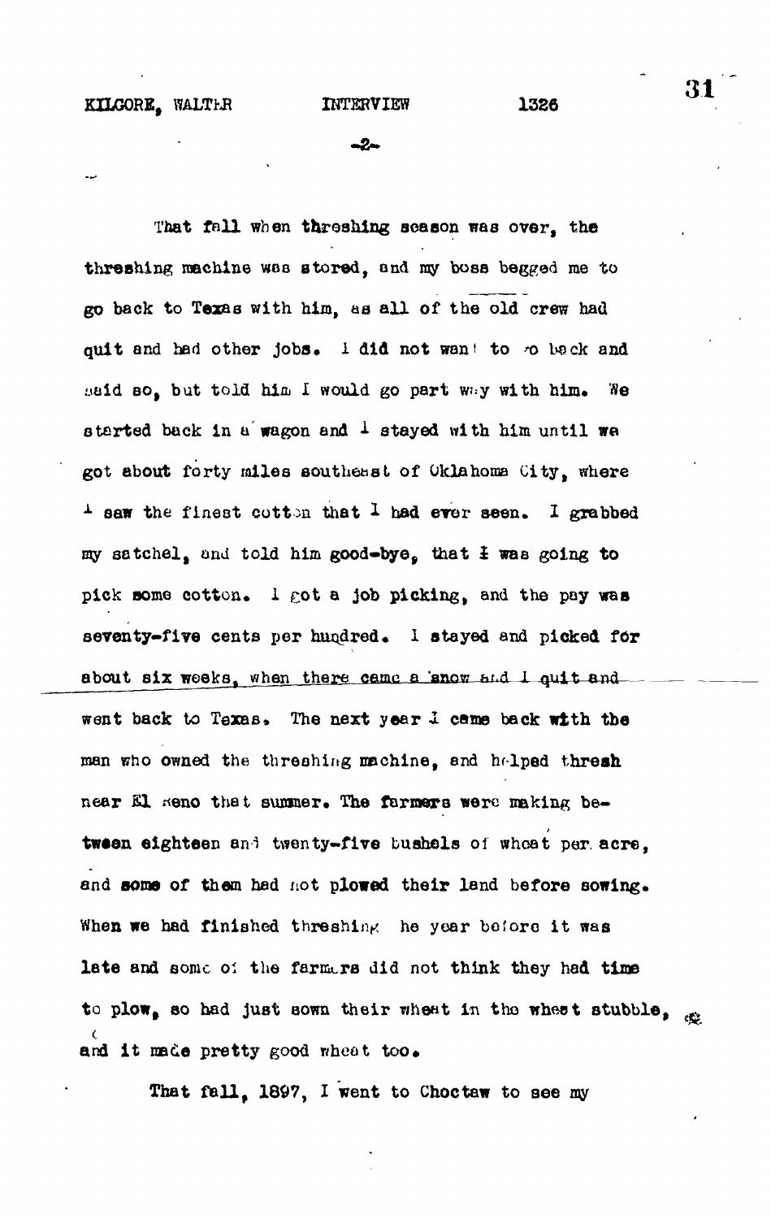That fall when threshing season was over, the threshing machine was stored, and my boss begged me to go back to Texas with him, as all of the old crew had quit and had other jobs. I did not want to go back and said so, but told him I would go part way with him. We started back in a wagon and I stayed with him until we got about forty miles southeast of Oklahoma City, where I saw the finest cotton that I had ever seen. I grabbed my satchel, and told him good-bye, that I was going to pick some cotton. I got a job picking, and the pay was seventy-five cents per hundred. I stayed and picked for about six weeks, when there came a snow and I quit and went back to Texas. The next year I came back with the man who owned the threshing machine, and helped thresh near El Reno that summer. The farmers were making between eighteen and twenty-five bushels of wheat per acre, and some of them had not plowed their land before sowing. When we had finished threshing the year before it was late and some of the farmers did not think they had time to plow, so had just sown their wheat in the wheat stubble, and it made pretty good wheat too.

That fall, 1897, I went to Choctaw to see my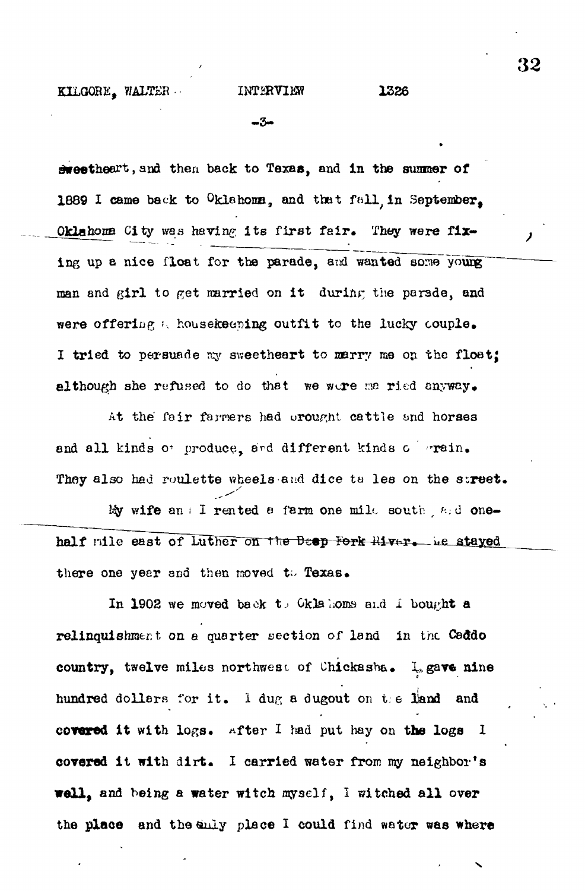sweetheart, and then back to Texas, and in the summer of 1889 I came back to Oklahoma, and that fall, in September, Oklahoma City was having its first fair. They were fixing up a nice float for the parade, and wanted some young man and girl to get married on it during the parade, and were offering a housekeeping outfit to the lucky couple. I tried to persuade my sweetheart to marry me on the float; although she refused to do that we were married anyway.

At the fair farmers had brought cattle and horses and all kinds of produce, and different kinds of grain. They also had roulette wheels and dice tables on the street.

My wife and I rented a farm one mile south and one-half mile east of Luther on the Deep Fork River. We stayed there one year and then moved to Texas.

In 1902 we moved back to Oklahoma and I bought a relinquishment on a quarter section of land in the Caddo country, twelve miles northwest of Chickasha. I gave nine hundred dollars for it. I dug a dugout on the land and covered it with logs. After I had put hay on the logs I covered it with dirt. I carried water from my neighbor's well, and being a water witch myself, I witched all over the place and the only place I could find water was where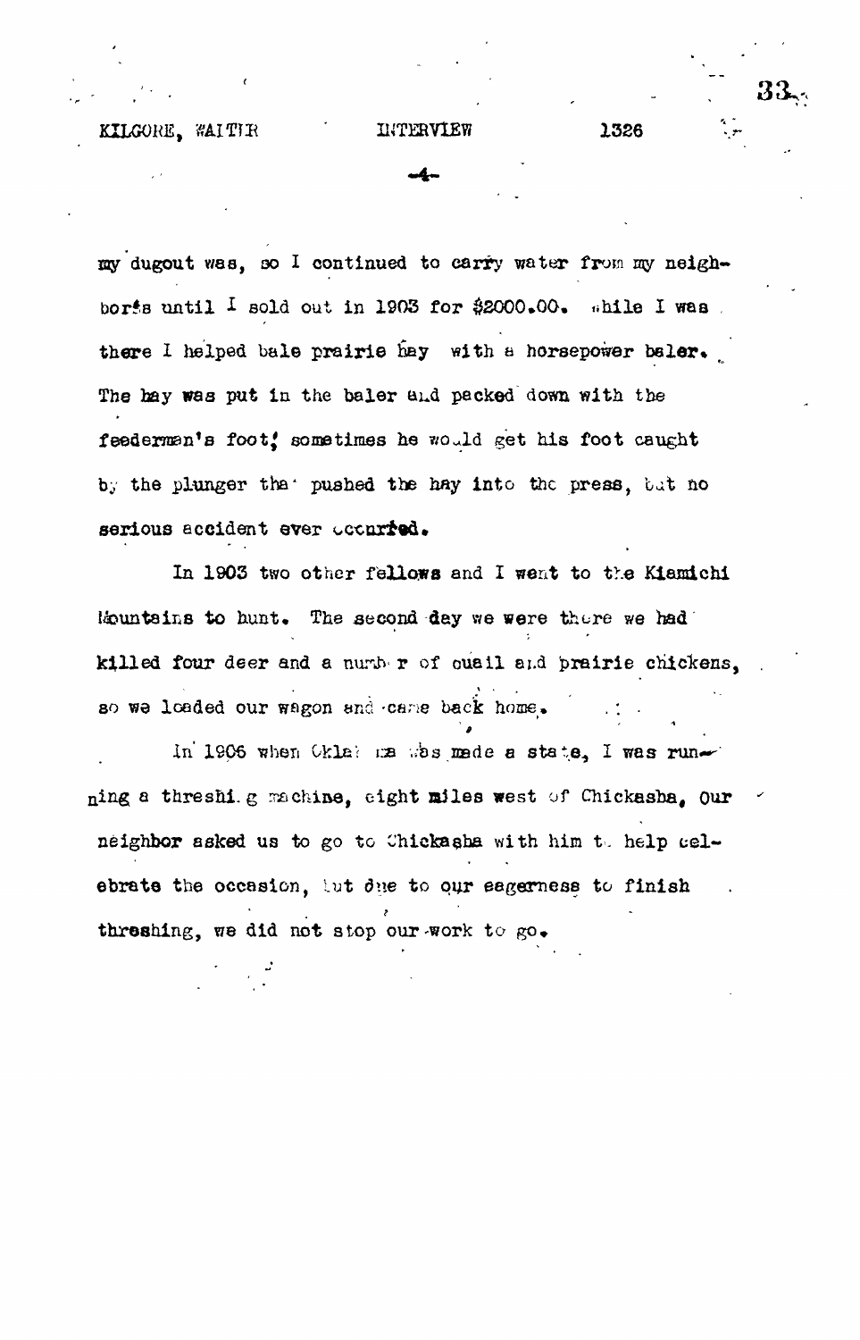my dugout was, so I continued to carry water from my neighbor's until I sold out in 1903 for $2000.00. While I was there I helped bale prairie hay with a horsepower baler. The hay was put in the baler and packed down with the feederman's foot; sometimes he would get his foot caught by the plunger that pushed the hay into the press, but no serious accident ever occurred.

In 1903 two other fellows and I went to the Kiamichi Mountains to hunt. The second day we were there we had killed four deer and a number of quail and prairie chickens, so we loaded our wagon and came back home.

In 1906 when Oklahoma was made a state, I was running a threshing machine, eight miles west of Chickasha. Our neighbor asked us to go to Chickasha with him to help celebrate the occasion, but due to our eagerness to finish threshing, we did not stop our work to go.